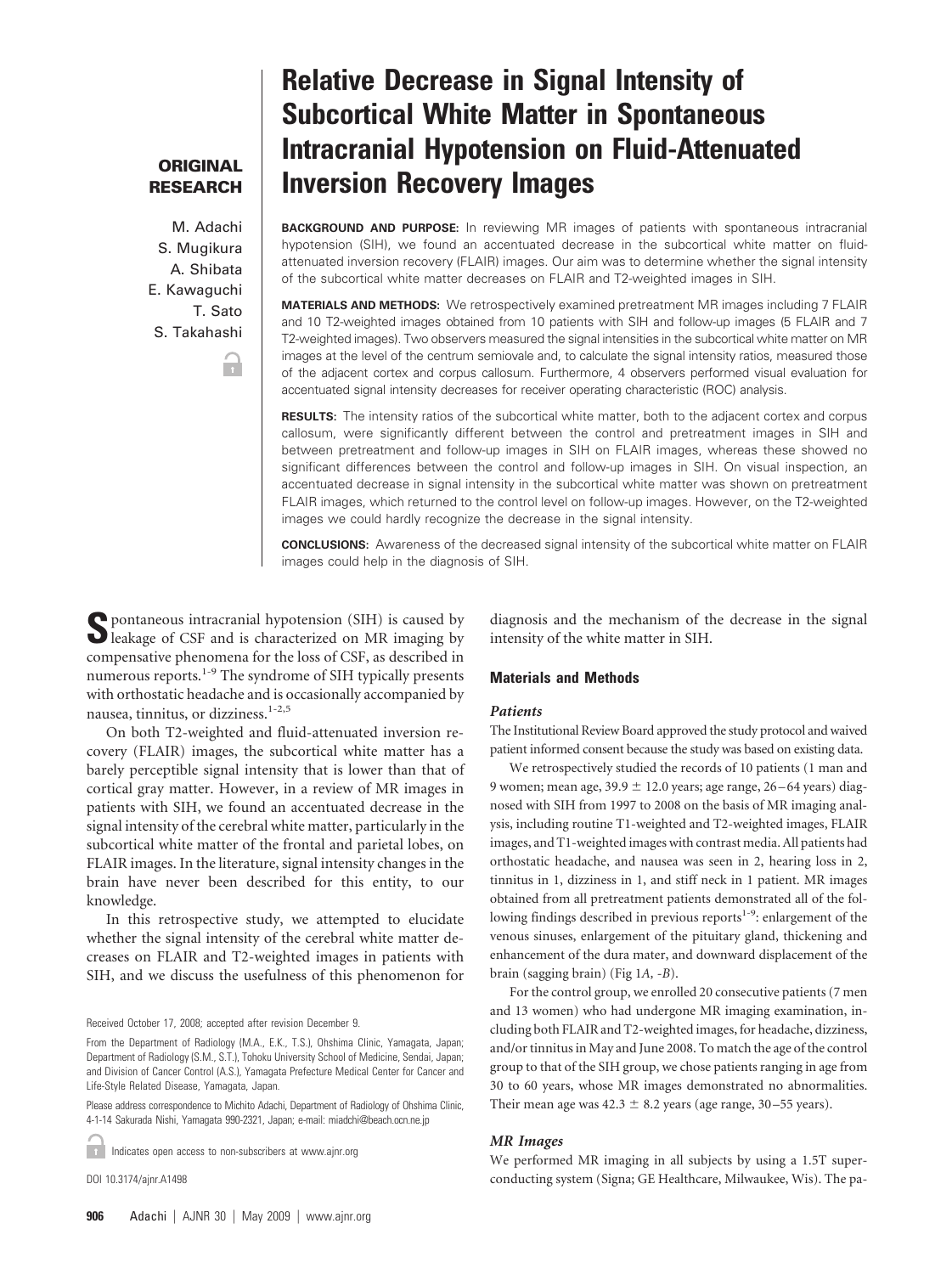**ORIGINAL RESEARCH**

# Relative Decrease in Signal Intensity of Subcortical White Matter in Spontaneous Intracranial Hypotension on Fluid-Attenuated Inversion Recovery Images

M. Adachi
S. Mugikura
A. Shibata
E. Kawaguchi
T. Sato
S. Takahashi

**BACKGROUND AND PURPOSE:** In reviewing MR images of patients with spontaneous intracranial hypotension (SIH), we found an accentuated decrease in the subcortical white matter on fluid-attenuated inversion recovery (FLAIR) images. Our aim was to determine whether the signal intensity of the subcortical white matter decreases on FLAIR and T2-weighted images in SIH.

**MATERIALS AND METHODS:** We retrospectively examined pretreatment MR images including 7 FLAIR and 10 T2-weighted images obtained from 10 patients with SIH and follow-up images (5 FLAIR and 7 T2-weighted images). Two observers measured the signal intensities in the subcortical white matter on MR images at the level of the centrum semiovale and, to calculate the signal intensity ratios, measured those of the adjacent cortex and corpus callosum. Furthermore, 4 observers performed visual evaluation for accentuated signal intensity decreases for receiver operating characteristic (ROC) analysis.

**RESULTS:** The intensity ratios of the subcortical white matter, both to the adjacent cortex and corpus callosum, were significantly different between the control and pretreatment images in SIH and between pretreatment and follow-up images in SIH on FLAIR images, whereas these showed no significant differences between the control and follow-up images in SIH. On visual inspection, an accentuated decrease in signal intensity in the subcortical white matter was shown on pretreatment FLAIR images, which returned to the control level on follow-up images. However, on the T2-weighted images we could hardly recognize the decrease in the signal intensity.

**CONCLUSIONS:** Awareness of the decreased signal intensity of the subcortical white matter on FLAIR images could help in the diagnosis of SIH.

Spontaneous intracranial hypotension (SIH) is caused by leakage of CSF and is characterized on MR imaging by compensative phenomena for the loss of CSF, as described in numerous reports.[1-9] The syndrome of SIH typically presents with orthostatic headache and is occasionally accompanied by nausea, tinnitus, or dizziness.[1-2,5]

On both T2-weighted and fluid-attenuated inversion recovery (FLAIR) images, the subcortical white matter has a barely perceptible signal intensity that is lower than that of cortical gray matter. However, in a review of MR images in patients with SIH, we found an accentuated decrease in the signal intensity of the cerebral white matter, particularly in the subcortical white matter of the frontal and parietal lobes, on FLAIR images. In the literature, signal intensity changes in the brain have never been described for this entity, to our knowledge.

In this retrospective study, we attempted to elucidate whether the signal intensity of the cerebral white matter decreases on FLAIR and T2-weighted images in patients with SIH, and we discuss the usefulness of this phenomenon for diagnosis and the mechanism of the decrease in the signal intensity of the white matter in SIH.

Received October 17, 2008; accepted after revision December 9.

From the Department of Radiology (M.A., E.K., T.S.), Ohshima Clinic, Yamagata, Japan; Department of Radiology (S.M., S.T.), Tohoku University School of Medicine, Sendai, Japan; and Division of Cancer Control (A.S.), Yamagata Prefecture Medical Center for Cancer and Life-Style Related Disease, Yamagata, Japan.

Please address correspondence to Michito Adachi, Department of Radiology of Ohshima Clinic, 4-1-14 Sakurada Nishi, Yamagata 990-2321, Japan; e-mail: miadchi@beach.ocn.ne.jp

Indicates open access to non-subscribers at www.ajnr.org

DOI 10.3174/ajnr.A1498

## Materials and Methods

### Patients

The Institutional Review Board approved the study protocol and waived patient informed consent because the study was based on existing data.

We retrospectively studied the records of 10 patients (1 man and 9 women; mean age, 39.9 ± 12.0 years; age range, 26–64 years) diagnosed with SIH from 1997 to 2008 on the basis of MR imaging analysis, including routine T1-weighted and T2-weighted images, FLAIR images, and T1-weighted images with contrast media. All patients had orthostatic headache, and nausea was seen in 2, hearing loss in 2, tinnitus in 1, dizziness in 1, and stiff neck in 1 patient. MR images obtained from all pretreatment patients demonstrated all of the following findings described in previous reports[1-9]: enlargement of the venous sinuses, enlargement of the pituitary gland, thickening and enhancement of the dura mater, and downward displacement of the brain (sagging brain) (Fig 1*A*, *-B*).

For the control group, we enrolled 20 consecutive patients (7 men and 13 women) who had undergone MR imaging examination, including both FLAIR and T2-weighted images, for headache, dizziness, and/or tinnitus in May and June 2008. To match the age of the control group to that of the SIH group, we chose patients ranging in age from 30 to 60 years, whose MR images demonstrated no abnormalities. Their mean age was 42.3 ± 8.2 years (age range, 30–55 years).

### MR Images

We performed MR imaging in all subjects by using a 1.5T superconducting system (Signa; GE Healthcare, Milwaukee, Wis). The pa-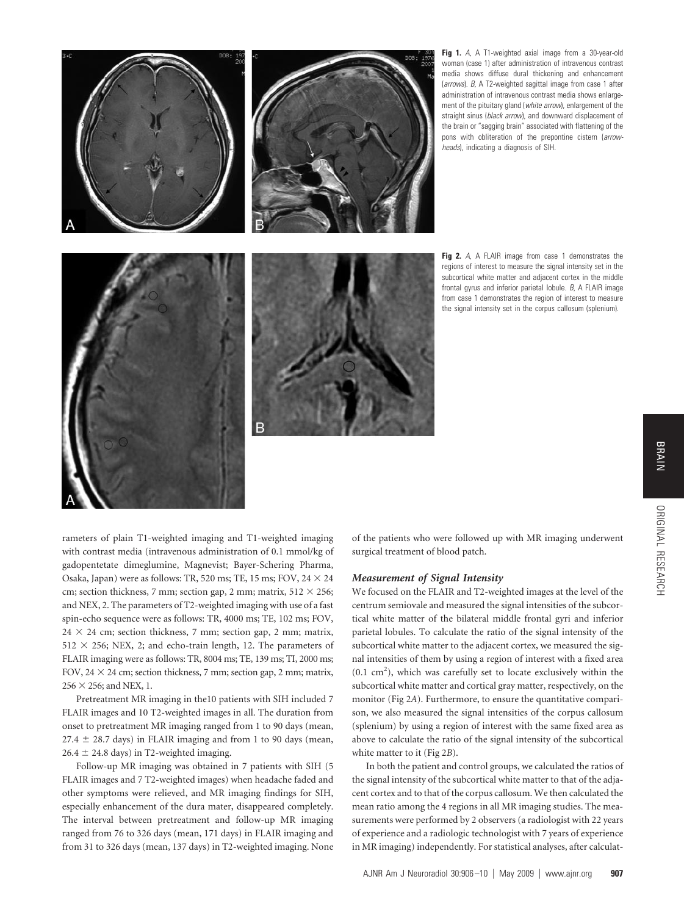**Fig 1.** *A*, A T1-weighted axial image from a 30-year-old woman (case 1) after administration of intravenous contrast media shows diffuse dural thickening and enhancement (*arrows*). *B*, A T2-weighted sagittal image from case 1 after administration of intravenous contrast media shows enlargement of the pituitary gland (*white arrow*), enlargement of the straight sinus (*black arrow*), and downward displacement of the brain or "sagging brain" associated with flattening of the pons with obliteration of the prepontine cistern (*arrowheads*), indicating a diagnosis of SIH.

**Fig 2.** *A*, A FLAIR image from case 1 demonstrates the regions of interest to measure the signal intensity set in the subcortical white matter and adjacent cortex in the middle frontal gyrus and inferior parietal lobule. *B*, A FLAIR image from case 1 demonstrates the region of interest to measure the signal intensity set in the corpus callosum (splenium).

rameters of plain T1-weighted imaging and T1-weighted imaging with contrast media (intravenous administration of 0.1 mmol/kg of gadopentetate dimeglumine, Magnevist; Bayer-Schering Pharma, Osaka, Japan) were as follows: TR, 520 ms; TE, 15 ms; FOV, 24 × 24 cm; section thickness, 7 mm; section gap, 2 mm; matrix, 512 × 256; and NEX, 2. The parameters of T2-weighted imaging with use of a fast spin-echo sequence were as follows: TR, 4000 ms; TE, 102 ms; FOV, 24 × 24 cm; section thickness, 7 mm; section gap, 2 mm; matrix, 512 × 256; NEX, 2; and echo-train length, 12. The parameters of FLAIR imaging were as follows: TR, 8004 ms; TE, 139 ms; TI, 2000 ms; FOV, 24 × 24 cm; section thickness, 7 mm; section gap, 2 mm; matrix, 256 × 256; and NEX, 1.

Pretreatment MR imaging in the10 patients with SIH included 7 FLAIR images and 10 T2-weighted images in all. The duration from onset to pretreatment MR imaging ranged from 1 to 90 days (mean, 27.4 ± 28.7 days) in FLAIR imaging and from 1 to 90 days (mean, 26.4 ± 24.8 days) in T2-weighted imaging.

Follow-up MR imaging was obtained in 7 patients with SIH (5 FLAIR images and 7 T2-weighted images) when headache faded and other symptoms were relieved, and MR imaging findings for SIH, especially enhancement of the dura mater, disappeared completely. The interval between pretreatment and follow-up MR imaging ranged from 76 to 326 days (mean, 171 days) in FLAIR imaging and from 31 to 326 days (mean, 137 days) in T2-weighted imaging. None of the patients who were followed up with MR imaging underwent surgical treatment of blood patch.

### Measurement of Signal Intensity

We focused on the FLAIR and T2-weighted images at the level of the centrum semiovale and measured the signal intensities of the subcortical white matter of the bilateral middle frontal gyri and inferior parietal lobules. To calculate the ratio of the signal intensity of the subcortical white matter to the adjacent cortex, we measured the signal intensities of them by using a region of interest with a fixed area ($0.1 \text{ cm}^2$), which was carefully set to locate exclusively within the subcortical white matter and cortical gray matter, respectively, on the monitor (Fig 2*A*). Furthermore, to ensure the quantitative comparison, we also measured the signal intensities of the corpus callosum (splenium) by using a region of interest with the same fixed area as above to calculate the ratio of the signal intensity of the subcortical white matter to it (Fig 2*B*).

In both the patient and control groups, we calculated the ratios of the signal intensity of the subcortical white matter to that of the adjacent cortex and to that of the corpus callosum. We then calculated the mean ratio among the 4 regions in all MR imaging studies. The measurements were performed by 2 observers (a radiologist with 22 years of experience and a radiologic technologist with 7 years of experience in MR imaging) independently. For statistical analyses, after calculat-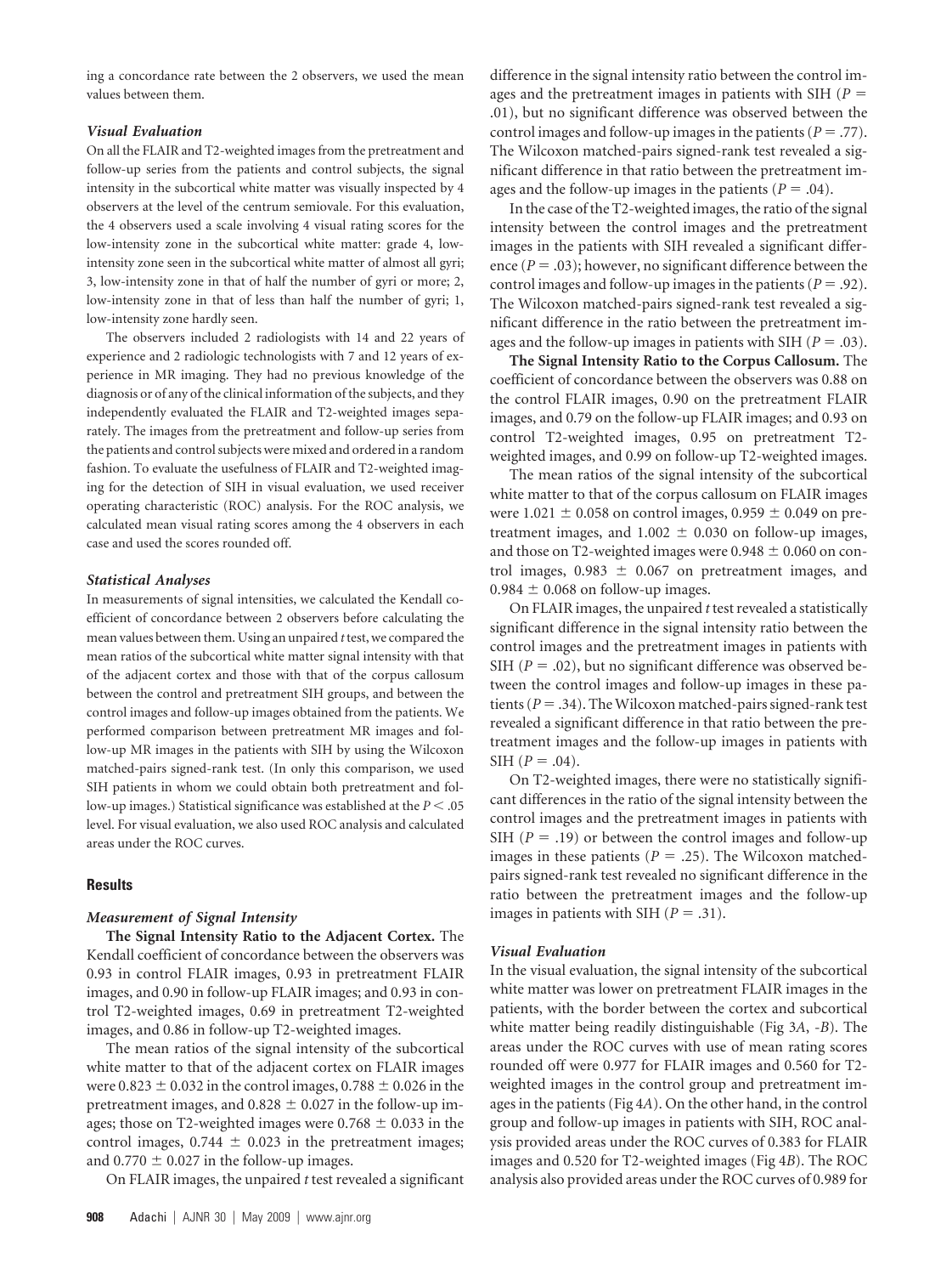ing a concordance rate between the 2 observers, we used the mean values between them.

### *Visual Evaluation*

On all the FLAIR and T2-weighted images from the pretreatment and follow-up series from the patients and control subjects, the signal intensity in the subcortical white matter was visually inspected by 4 observers at the level of the centrum semiovale. For this evaluation, the 4 observers used a scale involving 4 visual rating scores for the low-intensity zone in the subcortical white matter: grade 4, low-intensity zone seen in the subcortical white matter of almost all gyri; 3, low-intensity zone in that of half the number of gyri or more; 2, low-intensity zone in that of less than half the number of gyri; 1, low-intensity zone hardly seen.

The observers included 2 radiologists with 14 and 22 years of experience and 2 radiologic technologists with 7 and 12 years of experience in MR imaging. They had no previous knowledge of the diagnosis or of any of the clinical information of the subjects, and they independently evaluated the FLAIR and T2-weighted images separately. The images from the pretreatment and follow-up series from the patients and control subjects were mixed and ordered in a random fashion. To evaluate the usefulness of FLAIR and T2-weighted imaging for the detection of SIH in visual evaluation, we used receiver operating characteristic (ROC) analysis. For the ROC analysis, we calculated mean visual rating scores among the 4 observers in each case and used the scores rounded off.

### *Statistical Analyses*

In measurements of signal intensities, we calculated the Kendall coefficient of concordance between 2 observers before calculating the mean values between them. Using an unpaired *t* test, we compared the mean ratios of the subcortical white matter signal intensity with that of the adjacent cortex and those with that of the corpus callosum between the control and pretreatment SIH groups, and between the control images and follow-up images obtained from the patients. We performed comparison between pretreatment MR images and follow-up MR images in the patients with SIH by using the Wilcoxon matched-pairs signed-rank test. (In only this comparison, we used SIH patients in whom we could obtain both pretreatment and follow-up images.) Statistical significance was established at the $P < .05$ level. For visual evaluation, we also used ROC analysis and calculated areas under the ROC curves.

## Results

### *Measurement of Signal Intensity*

**The Signal Intensity Ratio to the Adjacent Cortex.** The Kendall coefficient of concordance between the observers was 0.93 in control FLAIR images, 0.93 in pretreatment FLAIR images, and 0.90 in follow-up FLAIR images; and 0.93 in control T2-weighted images, 0.69 in pretreatment T2-weighted images, and 0.86 in follow-up T2-weighted images.

The mean ratios of the signal intensity of the subcortical white matter to that of the adjacent cortex on FLAIR images were $0.823 \pm 0.032$ in the control images, $0.788 \pm 0.026$ in the pretreatment images, and $0.828 \pm 0.027$ in the follow-up images; those on T2-weighted images were $0.768 \pm 0.033$ in the control images, $0.744 \pm 0.023$ in the pretreatment images; and $0.770 \pm 0.027$ in the follow-up images.

On FLAIR images, the unpaired *t* test revealed a significant difference in the signal intensity ratio between the control images and the pretreatment images in patients with SIH ($P = .01$), but no significant difference was observed between the control images and follow-up images in the patients ($P = .77$). The Wilcoxon matched-pairs signed-rank test revealed a significant difference in that ratio between the pretreatment images and the follow-up images in the patients ($P = .04$).

In the case of the T2-weighted images, the ratio of the signal intensity between the control images and the pretreatment images in the patients with SIH revealed a significant difference ($P = .03$); however, no significant difference between the control images and follow-up images in the patients ($P = .92$). The Wilcoxon matched-pairs signed-rank test revealed a significant difference in the ratio between the pretreatment images and the follow-up images in patients with SIH ($P = .03$).

**The Signal Intensity Ratio to the Corpus Callosum.** The coefficient of concordance between the observers was 0.88 on the control FLAIR images, 0.90 on the pretreatment FLAIR images, and 0.79 on the follow-up FLAIR images; and 0.93 on control T2-weighted images, 0.95 on pretreatment T2-weighted images, and 0.99 on follow-up T2-weighted images.

The mean ratios of the signal intensity of the subcortical white matter to that of the corpus callosum on FLAIR images were $1.021 \pm 0.058$ on control images, $0.959 \pm 0.049$ on pretreatment images, and $1.002 \pm 0.030$ on follow-up images, and those on T2-weighted images were $0.948 \pm 0.060$ on control images, $0.983 \pm 0.067$ on pretreatment images, and $0.984 \pm 0.068$ on follow-up images.

On FLAIR images, the unpaired *t* test revealed a statistically significant difference in the signal intensity ratio between the control images and the pretreatment images in patients with SIH ($P = .02$), but no significant difference was observed between the control images and follow-up images in these patients ($P = .34$). The Wilcoxon matched-pairs signed-rank test revealed a significant difference in that ratio between the pretreatment images and the follow-up images in patients with SIH ($P = .04$).

On T2-weighted images, there were no statistically significant differences in the ratio of the signal intensity between the control images and the pretreatment images in patients with SIH ($P = .19$) or between the control images and follow-up images in these patients ($P = .25$). The Wilcoxon matched-pairs signed-rank test revealed no significant difference in the ratio between the pretreatment images and the follow-up images in patients with SIH ($P = .31$).

### *Visual Evaluation*

In the visual evaluation, the signal intensity of the subcortical white matter was lower on pretreatment FLAIR images in the patients, with the border between the cortex and subcortical white matter being readily distinguishable (Fig 3*A*, -*B*). The areas under the ROC curves with use of mean rating scores rounded off were 0.977 for FLAIR images and 0.560 for T2-weighted images in the control group and pretreatment images in the patients (Fig 4*A*). On the other hand, in the control group and follow-up images in patients with SIH, ROC analysis provided areas under the ROC curves of 0.383 for FLAIR images and 0.520 for T2-weighted images (Fig 4*B*). The ROC analysis also provided areas under the ROC curves of 0.989 for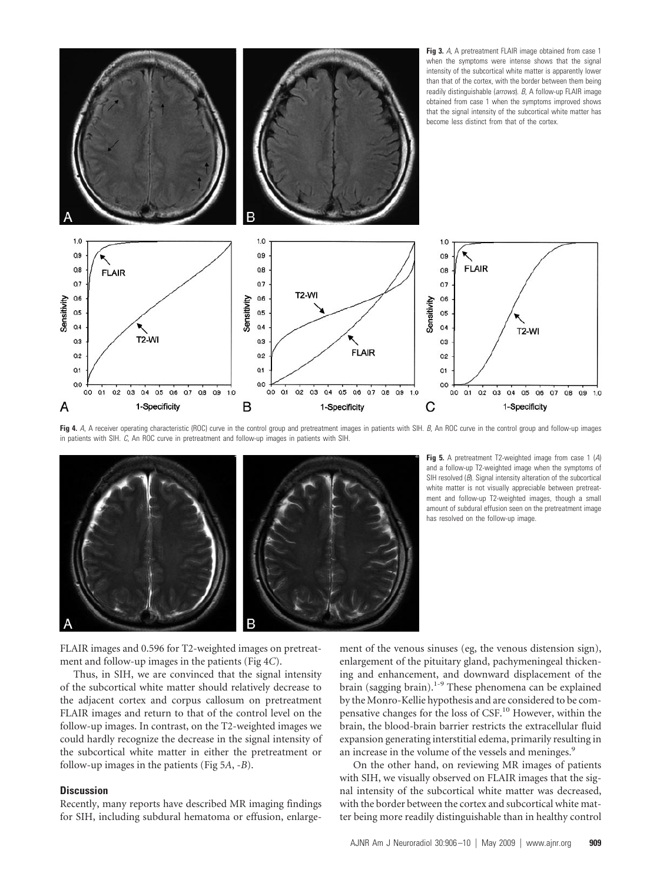**Fig 3.** *A*, A pretreatment FLAIR image obtained from case 1 when the symptoms were intense shows that the signal intensity of the subcortical white matter is apparently lower than that of the cortex, with the border between them being readily distinguishable (*arrows*). *B*, A follow-up FLAIR image obtained from case 1 when the symptoms improved shows that the signal intensity of the subcortical white matter has become less distinct from that of the cortex.

**Fig 4.** *A*, A receiver operating characteristic (ROC) curve in the control group and pretreatment images in patients with SIH. *B*, An ROC curve in the control group and follow-up images in patients with SIH. *C*, An ROC curve in pretreatment and follow-up images in patients with SIH.

**Fig 5.** A pretreatment T2-weighted image from case 1 (*A*) and a follow-up T2-weighted image when the symptoms of SIH resolved (*B*). Signal intensity alteration of the subcortical white matter is not visually appreciable between pretreatment and follow-up T2-weighted images, though a small amount of subdural effusion seen on the pretreatment image has resolved on the follow-up image.

FLAIR images and 0.596 for T2-weighted images on pretreatment and follow-up images in the patients (Fig 4*C*).

Thus, in SIH, we are convinced that the signal intensity of the subcortical white matter should relatively decrease to the adjacent cortex and corpus callosum on pretreatment FLAIR images and return to that of the control level on the follow-up images. In contrast, on the T2-weighted images we could hardly recognize the decrease in the signal intensity of the subcortical white matter in either the pretreatment or follow-up images in the patients (Fig 5*A*, -*B*).

## Discussion

Recently, many reports have described MR imaging findings for SIH, including subdural hematoma or effusion, enlargement of the venous sinuses (eg, the venous distension sign), enlargement of the pituitary gland, pachymeningeal thickening and enhancement, and downward displacement of the brain (sagging brain).[1-9] These phenomena can be explained by the Monro-Kellie hypothesis and are considered to be compensative changes for the loss of CSF.[10] However, within the brain, the blood-brain barrier restricts the extracellular fluid expansion generating interstitial edema, primarily resulting in an increase in the volume of the vessels and meninges.[9]

On the other hand, on reviewing MR images of patients with SIH, we visually observed on FLAIR images that the signal intensity of the subcortical white matter was decreased, with the border between the cortex and subcortical white matter being more readily distinguishable than in healthy control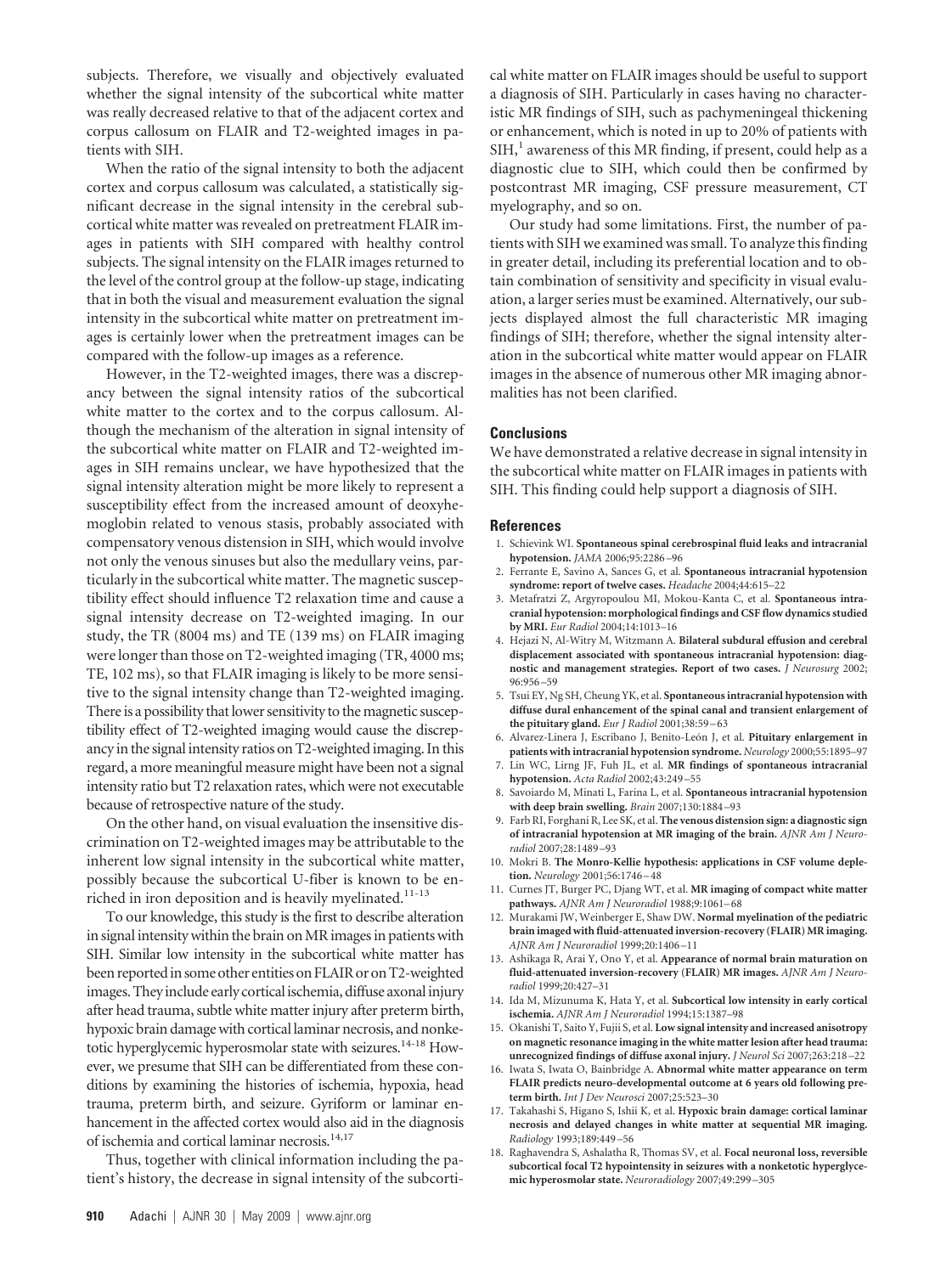subjects. Therefore, we visually and objectively evaluated whether the signal intensity of the subcortical white matter was really decreased relative to that of the adjacent cortex and corpus callosum on FLAIR and T2-weighted images in patients with SIH.

When the ratio of the signal intensity to both the adjacent cortex and corpus callosum was calculated, a statistically significant decrease in the signal intensity in the cerebral subcortical white matter was revealed on pretreatment FLAIR images in patients with SIH compared with healthy control subjects. The signal intensity on the FLAIR images returned to the level of the control group at the follow-up stage, indicating that in both the visual and measurement evaluation the signal intensity in the subcortical white matter on pretreatment images is certainly lower when the pretreatment images can be compared with the follow-up images as a reference.

However, in the T2-weighted images, there was a discrepancy between the signal intensity ratios of the subcortical white matter to the cortex and to the corpus callosum. Although the mechanism of the alteration in signal intensity of the subcortical white matter on FLAIR and T2-weighted images in SIH remains unclear, we have hypothesized that the signal intensity alteration might be more likely to represent a susceptibility effect from the increased amount of deoxyhemoglobin related to venous stasis, probably associated with compensatory venous distension in SIH, which would involve not only the venous sinuses but also the medullary veins, particularly in the subcortical white matter. The magnetic susceptibility effect should influence T2 relaxation time and cause a signal intensity decrease on T2-weighted imaging. In our study, the TR (8004 ms) and TE (139 ms) on FLAIR imaging were longer than those on T2-weighted imaging (TR, 4000 ms; TE, 102 ms), so that FLAIR imaging is likely to be more sensitive to the signal intensity change than T2-weighted imaging. There is a possibility that lower sensitivity to the magnetic susceptibility effect of T2-weighted imaging would cause the discrepancy in the signal intensity ratios on T2-weighted imaging. In this regard, a more meaningful measure might have been not a signal intensity ratio but T2 relaxation rates, which were not executable because of retrospective nature of the study.

On the other hand, on visual evaluation the insensitive discrimination on T2-weighted images may be attributable to the inherent low signal intensity in the subcortical white matter, possibly because the subcortical U-fiber is known to be enriched in iron deposition and is heavily myelinated.[11-13]

To our knowledge, this study is the first to describe alteration in signal intensity within the brain on MR images in patients with SIH. Similar low intensity in the subcortical white matter has been reported in some other entities on FLAIR or on T2-weighted images. They include early cortical ischemia, diffuse axonal injury after head trauma, subtle white matter injury after preterm birth, hypoxic brain damage with cortical laminar necrosis, and nonketotic hyperglycemic hyperosmolar state with seizures.[14-18] However, we presume that SIH can be differentiated from these conditions by examining the histories of ischemia, hypoxia, head trauma, preterm birth, and seizure. Gyriform or laminar enhancement in the affected cortex would also aid in the diagnosis of ischemia and cortical laminar necrosis.[14,17]

Thus, together with clinical information including the patient's history, the decrease in signal intensity of the subcortical white matter on FLAIR images should be useful to support a diagnosis of SIH. Particularly in cases having no characteristic MR findings of SIH, such as pachymeningeal thickening or enhancement, which is noted in up to 20% of patients with SIH,[1] awareness of this MR finding, if present, could help as a diagnostic clue to SIH, which could then be confirmed by postcontrast MR imaging, CSF pressure measurement, CT myelography, and so on.

Our study had some limitations. First, the number of patients with SIH we examined was small. To analyze this finding in greater detail, including its preferential location and to obtain combination of sensitivity and specificity in visual evaluation, a larger series must be examined. Alternatively, our subjects displayed almost the full characteristic MR imaging findings of SIH; therefore, whether the signal intensity alteration in the subcortical white matter would appear on FLAIR images in the absence of numerous other MR imaging abnormalities has not been clarified.

## Conclusions

We have demonstrated a relative decrease in signal intensity in the subcortical white matter on FLAIR images in patients with SIH. This finding could help support a diagnosis of SIH.

## References

1. Schievink WI. **Spontaneous spinal cerebrospinal fluid leaks and intracranial hypotension.** *JAMA* 2006;95:2286–96
2. Ferrante E, Savino A, Sances G, et al. **Spontaneous intracranial hypotension syndrome: report of twelve cases.** *Headache* 2004;44:615–22
3. Metafratzi Z, Argyropoulou MI, Mokou-Kanta C, et al. **Spontaneous intracranial hypotension: morphological findings and CSF flow dynamics studied by MRI.** *Eur Radiol* 2004;14:1013–16
4. Hejazi N, Al-Witry M, Witzmann A. **Bilateral subdural effusion and cerebral displacement associated with spontaneous intracranial hypotension: diagnostic and management strategies. Report of two cases.** *J Neurosurg* 2002; 96:956–59
5. Tsui EY, Ng SH, Cheung YK, et al. **Spontaneous intracranial hypotension with diffuse dural enhancement of the spinal canal and transient enlargement of the pituitary gland.** *Eur J Radiol* 2001;38:59–63
6. Alvarez-Linera J, Escribano J, Benito-León J, et al. **Pituitary enlargement in patients with intracranial hypotension syndrome.** *Neurology* 2000;55:1895–97
7. Lin WC, Lirng JF, Fuh JL, et al. **MR findings of spontaneous intracranial hypotension.** *Acta Radiol* 2002;43:249–55
8. Savoiardo M, Minati L, Farina L, et al. **Spontaneous intracranial hypotension with deep brain swelling.** *Brain* 2007;130:1884–93
9. Farb RI, Forghani R, Lee SK, et al. **The venous distension sign: a diagnostic sign of intracranial hypotension at MR imaging of the brain.** *AJNR Am J Neuroradiol* 2007;28:1489–93
10. Mokri B. **The Monro-Kellie hypothesis: applications in CSF volume depletion.** *Neurology* 2001;56:1746–48
11. Curnes JT, Burger PC, Djang WT, et al. **MR imaging of compact white matter pathways.** *AJNR Am J Neuroradiol* 1988;9:1061–68
12. Murakami JW, Weinberger E, Shaw DW. **Normal myelination of the pediatric brain imaged with fluid-attenuated inversion-recovery (FLAIR) MR imaging.** *AJNR Am J Neuroradiol* 1999;20:1406–11
13. Ashikaga R, Arai Y, Ono Y, et al. **Appearance of normal brain maturation on fluid-attenuated inversion-recovery (FLAIR) MR images.** *AJNR Am J Neuroradiol* 1999;20:427–31
14. Ida M, Mizunuma K, Hata Y, et al. **Subcortical low intensity in early cortical ischemia.** *AJNR Am J Neuroradiol* 1994;15:1387–98
15. Okanishi T, Saito Y, Fujii S, et al. **Low signal intensity and increased anisotropy on magnetic resonance imaging in the white matter lesion after head trauma: unrecognized findings of diffuse axonal injury.** *J Neurol Sci* 2007;263:218–22
16. Iwata S, Iwata O, Bainbridge A. **Abnormal white matter appearance on term FLAIR predicts neuro-developmental outcome at 6 years old following preterm birth.** *Int J Dev Neurosci* 2007;25:523–30
17. Takahashi S, Higano S, Ishii K, et al. **Hypoxic brain damage: cortical laminar necrosis and delayed changes in white matter at sequential MR imaging.** *Radiology* 1993;189:449–56
18. Raghavendra S, Ashalatha R, Thomas SV, et al. **Focal neuronal loss, reversible subcortical focal T2 hypointensity in seizures with a nonketotic hyperglycemic hyperosmolar state.** *Neuroradiology* 2007;49:299–305